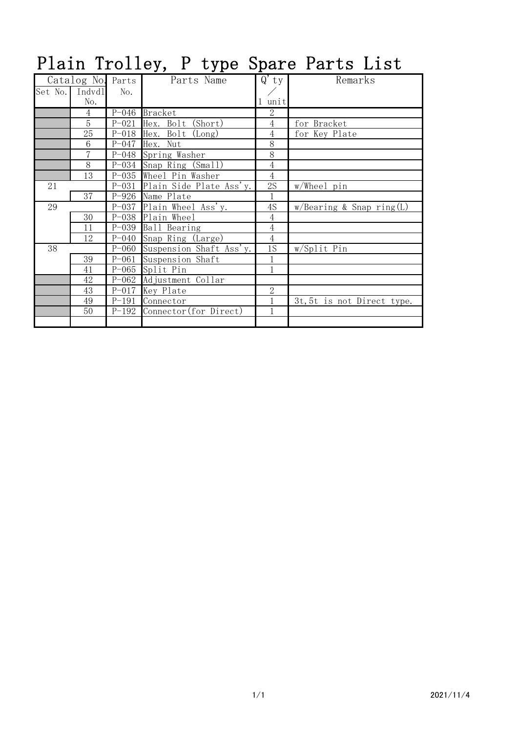# Plain Trolley, P type Spare Parts List

| Catalog No. | | Parts | Parts Name | Q'ty | Remarks |
|---|---|---|---|---|---|
| Set No. | Indvdl No. | No. | | ／ 1 unit | |
| | 4 | P-046 | Bracket | 2 | |
| | 5 | P-021 | Hex. Bolt (Short) | 4 | for Bracket |
| | 25 | P-018 | Hex. Bolt (Long) | 4 | for Key Plate |
| | 6 | P-047 | Hex. Nut | 8 | |
| | 7 | P-048 | Spring Washer | 8 | |
| | 8 | P-034 | Snap Ring (Small) | 4 | |
| | 13 | P-035 | Wheel Pin Washer | 4 | |
| 21 | | P-031 | Plain Side Plate Ass'y. | 2S | w/Wheel pin |
| | 37 | P-926 | Name Plate | 1 | |
| 29 | | P-037 | Plain Wheel Ass'y. | 4S | w/Bearing & Snap ring(L) |
| | 30 | P-038 | Plain Wheel | 4 | |
| | 11 | P-039 | Ball Bearing | 4 | |
| | 12 | P-040 | Snap Ring (Large) | 4 | |
| 38 | | P-060 | Suspension Shaft Ass'y. | 1S | w/Split Pin |
| | 39 | P-061 | Suspension Shaft | 1 | |
| | 41 | P-065 | Split Pin | 1 | |
| | 42 | P-062 | Adjustment Collar | | |
| | 43 | P-017 | Key Plate | 2 | |
| | 49 | P-191 | Connector | 1 | 3t,5t is not Direct type. |
| | 50 | P-192 | Connector(for Direct) | 1 | |
| | | | | | |

2021/11/4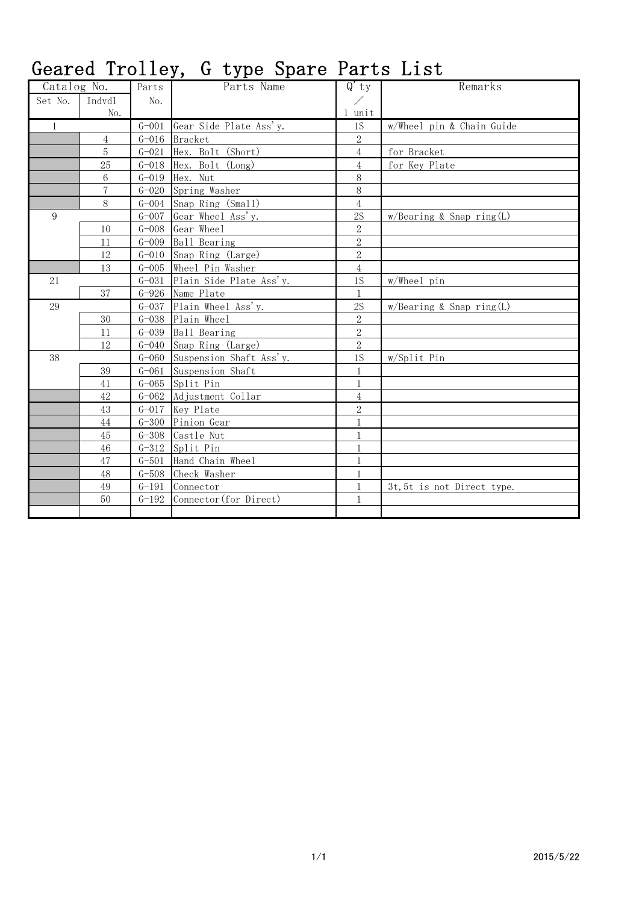# Geared Trolley, G type Spare Parts List

| Catalog No. | | Parts | Parts Name | Q'ty | Remarks |
|---|---|---|---|---|---|
| Set No. | Indvdl No. | No. | | ／ 1 unit | |
| 1 | | G-001 | Gear Side Plate Ass'y. | 1S | w/Wheel pin & Chain Guide |
| | 4 | G-016 | Bracket | 2 | |
| | 5 | G-021 | Hex. Bolt (Short) | 4 | for Bracket |
| | 25 | G-018 | Hex. Bolt (Long) | 4 | for Key Plate |
| | 6 | G-019 | Hex. Nut | 8 | |
| | 7 | G-020 | Spring Washer | 8 | |
| | 8 | G-004 | Snap Ring (Small) | 4 | |
| 9 | | G-007 | Gear Wheel Ass'y. | 2S | w/Bearing & Snap ring(L) |
| | 10 | G-008 | Gear Wheel | 2 | |
| | 11 | G-009 | Ball Bearing | 2 | |
| | 12 | G-010 | Snap Ring (Large) | 2 | |
| | 13 | G-005 | Wheel Pin Washer | 4 | |
| 21 | | G-031 | Plain Side Plate Ass'y. | 1S | w/Wheel pin |
| | 37 | G-926 | Name Plate | 1 | |
| 29 | | G-037 | Plain Wheel Ass'y. | 2S | w/Bearing & Snap ring(L) |
| | 30 | G-038 | Plain Wheel | 2 | |
| | 11 | G-039 | Ball Bearing | 2 | |
| | 12 | G-040 | Snap Ring (Large) | 2 | |
| 38 | | G-060 | Suspension Shaft Ass'y. | 1S | w/Split Pin |
| | 39 | G-061 | Suspension Shaft | 1 | |
| | 41 | G-065 | Split Pin | 1 | |
| | 42 | G-062 | Adjustment Collar | 4 | |
| | 43 | G-017 | Key Plate | 2 | |
| | 44 | G-300 | Pinion Gear | 1 | |
| | 45 | G-308 | Castle Nut | 1 | |
| | 46 | G-312 | Split Pin | 1 | |
| | 47 | G-501 | Hand Chain Wheel | 1 | |
| | 48 | G-508 | Check Washer | 1 | |
| | 49 | G-191 | Connector | 1 | 3t,5t is not Direct type. |
| | 50 | G-192 | Connector(for Direct) | 1 | |
| | | | | | |

2015/5/22